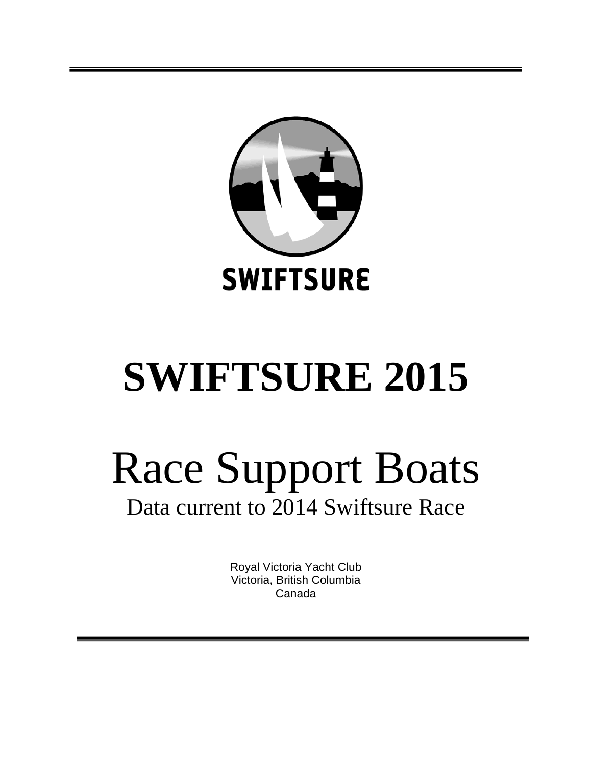SWIFTSURE

# SWIFTSURE 2015

# Race Support Boats

Data current to 2014 Swiftsure Race

Royal Victoria Yacht Club
Victoria, British Columbia
Canada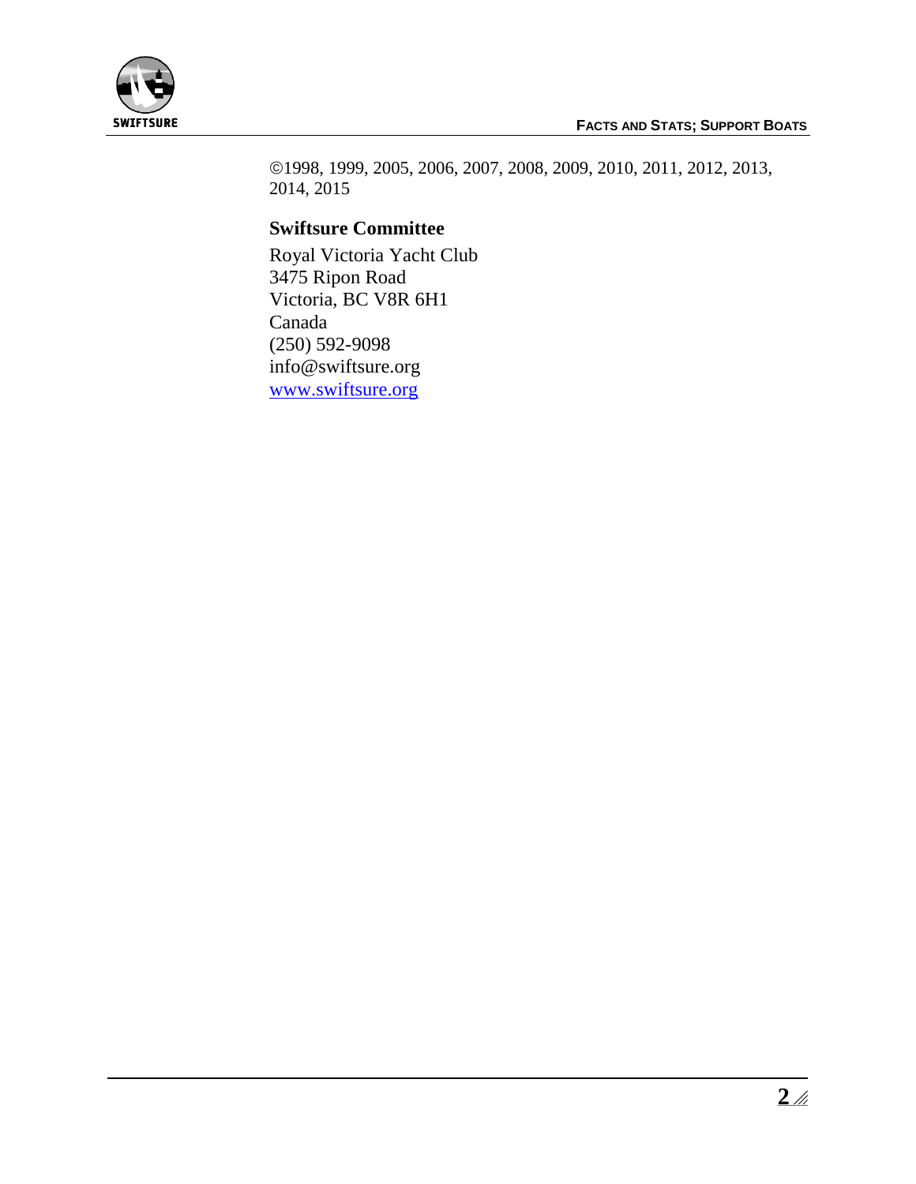©1998, 1999, 2005, 2006, 2007, 2008, 2009, 2010, 2011, 2012, 2013, 2014, 2015

**Swiftsure Committee**

Royal Victoria Yacht Club
3475 Ripon Road
Victoria, BC V8R 6H1
Canada
(250) 592-9098
info@swiftsure.org
[www.swiftsure.org](http://www.swiftsure.org)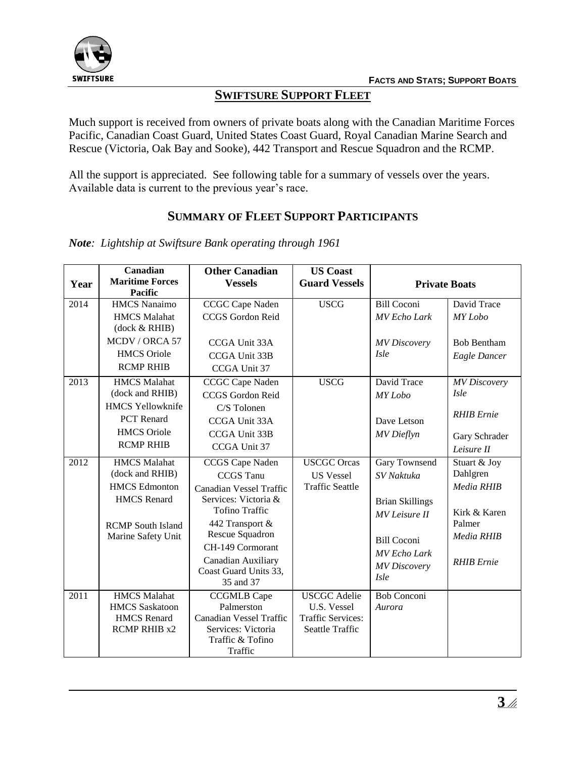## SWIFTSURE SUPPORT FLEET

Much support is received from owners of private boats along with the Canadian Maritime Forces Pacific, Canadian Coast Guard, United States Coast Guard, Royal Canadian Marine Search and Rescue (Victoria, Oak Bay and Sooke), 442 Transport and Rescue Squadron and the RCMP.

All the support is appreciated. See following table for a summary of vessels over the years. Available data is current to the previous year's race.

## SUMMARY OF FLEET SUPPORT PARTICIPANTS

***Note**: Lightship at Swiftsure Bank operating through 1961*

| Year | Canadian Maritime Forces Pacific | Other Canadian Vessels | US Coast Guard Vessels | Private Boats | |
|---|---|---|---|---|---|
| 2014 | HMCS Nanaimo<br>HMCS Malahat (dock & RHIB)<br>MCDV / ORCA 57<br>HMCS Oriole<br>RCMP RHIB | CCGC Cape Naden<br>CCGS Gordon Reid<br>CCGA Unit 33A<br>CCGA Unit 33B<br>CCGA Unit 37 | USCG | Bill Coconi<br>*MV Echo Lark*<br>*MV Discovery Isle* | David Trace<br>*MY Lobo*<br>Bob Bentham<br>*Eagle Dancer* |
| 2013 | HMCS Malahat (dock and RHIB)<br>HMCS Yellowknife<br>PCT Renard<br>HMCS Oriole<br>RCMP RHIB | CCGC Cape Naden<br>CCGS Gordon Reid<br>C/S Tolonen<br>CCGA Unit 33A<br>CCGA Unit 33B<br>CCGA Unit 37 | USCG | David Trace<br>*MY Lobo*<br>Dave Letson<br>*MV Dieflyn* | *MV Discovery Isle*<br>*RHIB Ernie*<br>Gary Schrader<br>*Leisure II* |
| 2012 | HMCS Malahat (dock and RHIB)<br>HMCS Edmonton<br>HMCS Renard<br>RCMP South Island Marine Safety Unit | CCGS Cape Naden<br>CCGS Tanu<br>Canadian Vessel Traffic Services: Victoria & Tofino Traffic<br>442 Transport & Rescue Squadron<br>CH-149 Cormorant<br>Canadian Auxiliary Coast Guard Units 33, 35 and 37 | USCGC Orcas<br>US Vessel Traffic Seattle | Gary Townsend<br>*SV Naktuka*<br>Brian Skillings<br>*MV Leisure II*<br>Bill Coconi<br>*MV Echo Lark*<br>*MV Discovery Isle* | Stuart & Joy Dahlgren<br>*Media RHIB*<br>Kirk & Karen Palmer<br>*Media RHIB*<br>*RHIB Ernie* |
| 2011 | HMCS Malahat<br>HMCS Saskatoon<br>HMCS Renard<br>RCMP RHIB x2 | CCGMLB Cape Palmerston<br>Canadian Vessel Traffic Services: Victoria Traffic & Tofino Traffic | USCGC Adelie<br>U.S. Vessel Traffic Services: Seattle Traffic | Bob Conconi<br>*Aurora* | |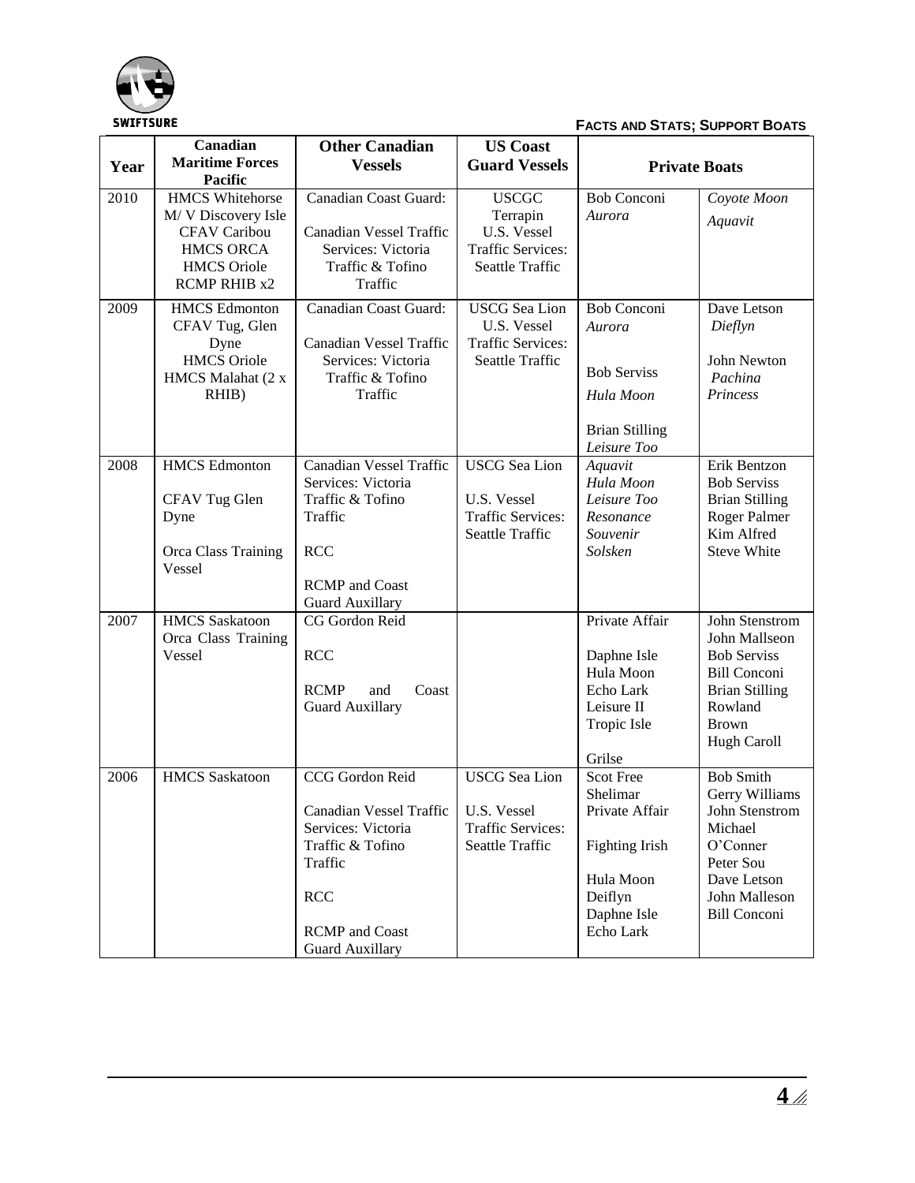**FACTS AND STATS; SUPPORT BOATS**

| Year | Canadian Maritime Forces Pacific | Other Canadian Vessels | US Coast Guard Vessels | Private Boats | |
|---|---|---|---|---|---|
| 2010 | HMCS Whitehorse<br>M/ V Discovery Isle<br>CFAV Caribou<br>HMCS ORCA<br>HMCS Oriole<br>RCMP RHIB x2 | Canadian Coast Guard:<br><br>Canadian Vessel Traffic Services: Victoria Traffic & Tofino Traffic | USCGC Terrapin<br>U.S. Vessel Traffic Services: Seattle Traffic | Bob Conconi<br>*Aurora* | *Coyote Moon*<br>*Aquavit* |
| 2009 | HMCS Edmonton<br>CFAV Tug, Glen Dyne<br>HMCS Oriole<br>HMCS Malahat (2 x RHIB) | Canadian Coast Guard:<br><br>Canadian Vessel Traffic Services: Victoria Traffic & Tofino Traffic | USCG Sea Lion<br>U.S. Vessel Traffic Services: Seattle Traffic | Bob Conconi<br>*Aurora*<br><br>Bob Serviss<br>*Hula Moon*<br><br>Brian Stilling<br>*Leisure Too* | Dave Letson<br>*Dieflyn*<br><br>John Newton<br>*Pachina Princess* |
| 2008 | HMCS Edmonton<br><br>CFAV Tug Glen Dyne<br><br>Orca Class Training Vessel | Canadian Vessel Traffic Services: Victoria Traffic & Tofino Traffic<br><br>RCC<br><br>RCMP and Coast Guard Auxillary | USCG Sea Lion<br><br>U.S. Vessel Traffic Services: Seattle Traffic | *Aquavit*<br>*Hula Moon*<br>*Leisure Too*<br>*Resonance*<br>*Souvenir*<br>*Solsken* | Erik Bentzon<br>Bob Serviss<br>Brian Stilling<br>Roger Palmer<br>Kim Alfred<br>Steve White |
| 2007 | HMCS Saskatoon<br>Orca Class Training Vessel | CG Gordon Reid<br><br>RCC<br><br>RCMP and Coast Guard Auxillary | | Private Affair<br><br>Daphne Isle<br>Hula Moon<br>Echo Lark<br>Leisure II<br>Tropic Isle<br><br>Grilse | John Stenstrom<br>John Mallseon<br>Bob Serviss<br>Bill Conconi<br>Brian Stilling<br>Rowland Brown<br>Hugh Caroll |
| 2006 | HMCS Saskatoon | CCG Gordon Reid<br><br>Canadian Vessel Traffic Services: Victoria Traffic & Tofino Traffic<br><br>RCC<br><br>RCMP and Coast Guard Auxillary | USCG Sea Lion<br><br>U.S. Vessel Traffic Services: Seattle Traffic | Scot Free<br>Shelimar<br>Private Affair<br><br>Fighting Irish<br><br>Hula Moon<br>Deiflyn<br>Daphne Isle<br>Echo Lark | Bob Smith<br>Gerry Williams<br>John Stenstrom<br>Michael O'Conner<br>Peter Sou<br>Dave Letson<br>John Malleson<br>Bill Conconi |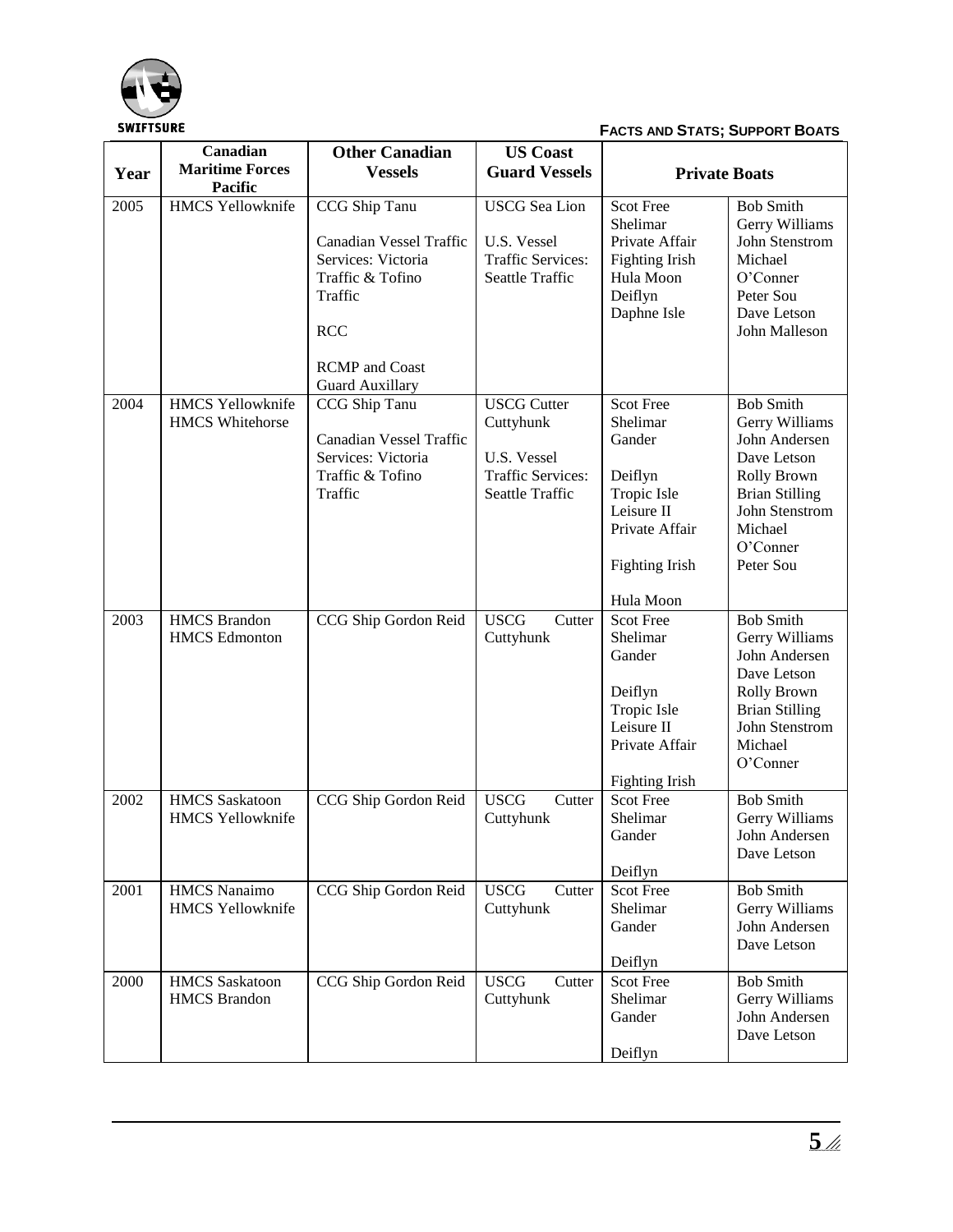## FACTS AND STATS; SUPPORT BOATS

| Year | Canadian Maritime Forces Pacific | Other Canadian Vessels | US Coast Guard Vessels | Private Boats | |
|---|---|---|---|---|---|
| 2005 | HMCS Yellowknife | CCG Ship Tanu<br><br>Canadian Vessel Traffic Services: Victoria Traffic & Tofino Traffic<br><br>RCC<br><br>RCMP and Coast Guard Auxillary | USCG Sea Lion<br><br>U.S. Vessel Traffic Services: Seattle Traffic | Scot Free<br>Shelimar<br>Private Affair<br>Fighting Irish<br>Hula Moon<br>Deiflyn<br>Daphne Isle | Bob Smith<br>Gerry Williams<br>John Stenstrom<br>Michael O'Conner<br>Peter Sou<br>Dave Letson<br>John Malleson |
| 2004 | HMCS Yellowknife<br>HMCS Whitehorse | CCG Ship Tanu<br><br>Canadian Vessel Traffic Services: Victoria Traffic & Tofino Traffic | USCG Cutter Cuttyhunk<br><br>U.S. Vessel Traffic Services: Seattle Traffic | Scot Free<br>Shelimar<br>Gander<br>Deiflyn<br>Tropic Isle<br>Leisure II<br>Private Affair<br>Fighting Irish<br>Hula Moon | Bob Smith<br>Gerry Williams<br>John Andersen<br>Dave Letson<br>Rolly Brown<br>Brian Stilling<br>John Stenstrom<br>Michael O'Conner<br>Peter Sou |
| 2003 | HMCS Brandon<br>HMCS Edmonton | CCG Ship Gordon Reid | USCG Cutter Cuttyhunk | Scot Free<br>Shelimar<br>Gander<br>Deiflyn<br>Tropic Isle<br>Leisure II<br>Private Affair<br>Fighting Irish | Bob Smith<br>Gerry Williams<br>John Andersen<br>Dave Letson<br>Rolly Brown<br>Brian Stilling<br>John Stenstrom<br>Michael O'Conner |
| 2002 | HMCS Saskatoon<br>HMCS Yellowknife | CCG Ship Gordon Reid | USCG Cutter Cuttyhunk | Scot Free<br>Shelimar<br>Gander<br>Deiflyn | Bob Smith<br>Gerry Williams<br>John Andersen<br>Dave Letson |
| 2001 | HMCS Nanaimo<br>HMCS Yellowknife | CCG Ship Gordon Reid | USCG Cutter Cuttyhunk | Scot Free<br>Shelimar<br>Gander<br>Deiflyn | Bob Smith<br>Gerry Williams<br>John Andersen<br>Dave Letson |
| 2000 | HMCS Saskatoon<br>HMCS Brandon | CCG Ship Gordon Reid | USCG Cutter Cuttyhunk | Scot Free<br>Shelimar<br>Gander<br>Deiflyn | Bob Smith<br>Gerry Williams<br>John Andersen<br>Dave Letson |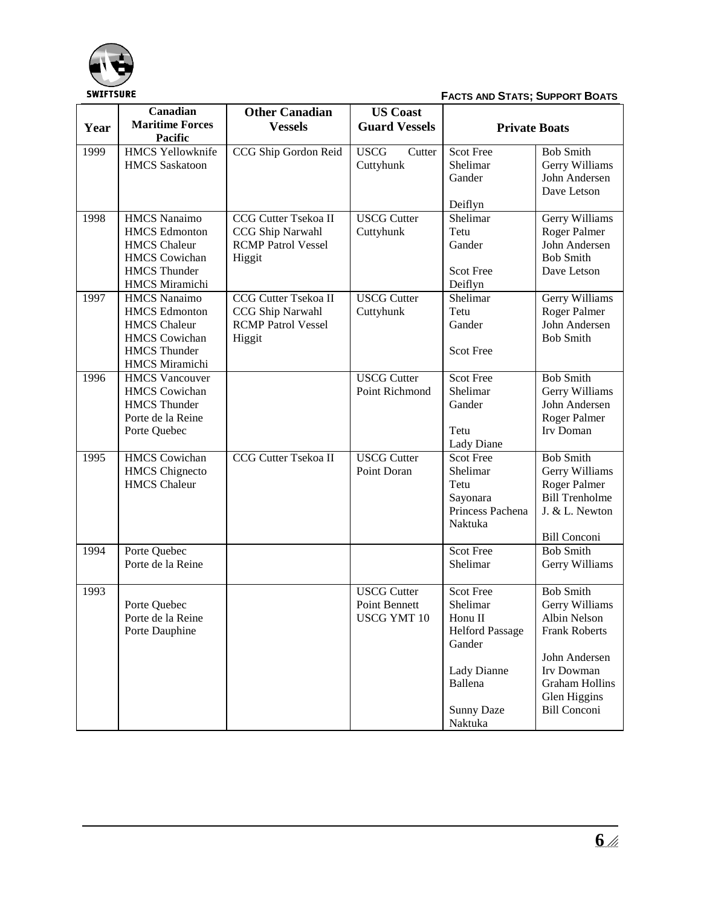## FACTS AND STATS; SUPPORT BOATS

| Year | Canadian Maritime Forces Pacific | Other Canadian Vessels | US Coast Guard Vessels | Private Boats | |
|---|---|---|---|---|---|
| 1999 | HMCS Yellowknife<br>HMCS Saskatoon | CCG Ship Gordon Reid | USCG Cutter Cuttyhunk | Scot Free<br>Shelimar<br>Gander<br><br>Deiflyn | Bob Smith<br>Gerry Williams<br>John Andersen<br>Dave Letson |
| 1998 | HMCS Nanaimo<br>HMCS Edmonton<br>HMCS Chaleur<br>HMCS Cowichan<br>HMCS Thunder<br>HMCS Miramichi | CCG Cutter Tsekoa II<br>CCG Ship Narwahl<br>RCMP Patrol Vessel Higgit | USCG Cutter Cuttyhunk | Shelimar<br>Tetu<br>Gander<br><br>Scot Free<br>Deiflyn | Gerry Williams<br>Roger Palmer<br>John Andersen<br>Bob Smith<br>Dave Letson |
| 1997 | HMCS Nanaimo<br>HMCS Edmonton<br>HMCS Chaleur<br>HMCS Cowichan<br>HMCS Thunder<br>HMCS Miramichi | CCG Cutter Tsekoa II<br>CCG Ship Narwahl<br>RCMP Patrol Vessel Higgit | USCG Cutter Cuttyhunk | Shelimar<br>Tetu<br>Gander<br><br>Scot Free | Gerry Williams<br>Roger Palmer<br>John Andersen<br>Bob Smith |
| 1996 | HMCS Vancouver<br>HMCS Cowichan<br>HMCS Thunder<br>Porte de la Reine<br>Porte Quebec | | USCG Cutter Point Richmond | Scot Free<br>Shelimar<br>Gander<br><br>Tetu<br>Lady Diane | Bob Smith<br>Gerry Williams<br>John Andersen<br>Roger Palmer<br>Irv Doman |
| 1995 | HMCS Cowichan<br>HMCS Chignecto<br>HMCS Chaleur | CCG Cutter Tsekoa II | USCG Cutter Point Doran | Scot Free<br>Shelimar<br>Tetu<br>Sayonara<br>Princess Pachena<br>Naktuka | Bob Smith<br>Gerry Williams<br>Roger Palmer<br>Bill Trenholme<br>J. & L. Newton<br><br>Bill Conconi |
| 1994 | Porte Quebec<br>Porte de la Reine | | | Scot Free<br>Shelimar | Bob Smith<br>Gerry Williams |
| 1993 | Porte Quebec<br>Porte de la Reine<br>Porte Dauphine | | USCG Cutter Point Bennett<br>USCG YMT 10 | Scot Free<br>Shelimar<br>Honu II<br>Helford Passage<br>Gander<br><br>Lady Dianne<br>Ballena<br><br>Sunny Daze<br>Naktuka | Bob Smith<br>Gerry Williams<br>Albin Nelson<br>Frank Roberts<br><br>John Andersen<br>Irv Dowman<br>Graham Hollins<br>Glen Higgins<br>Bill Conconi |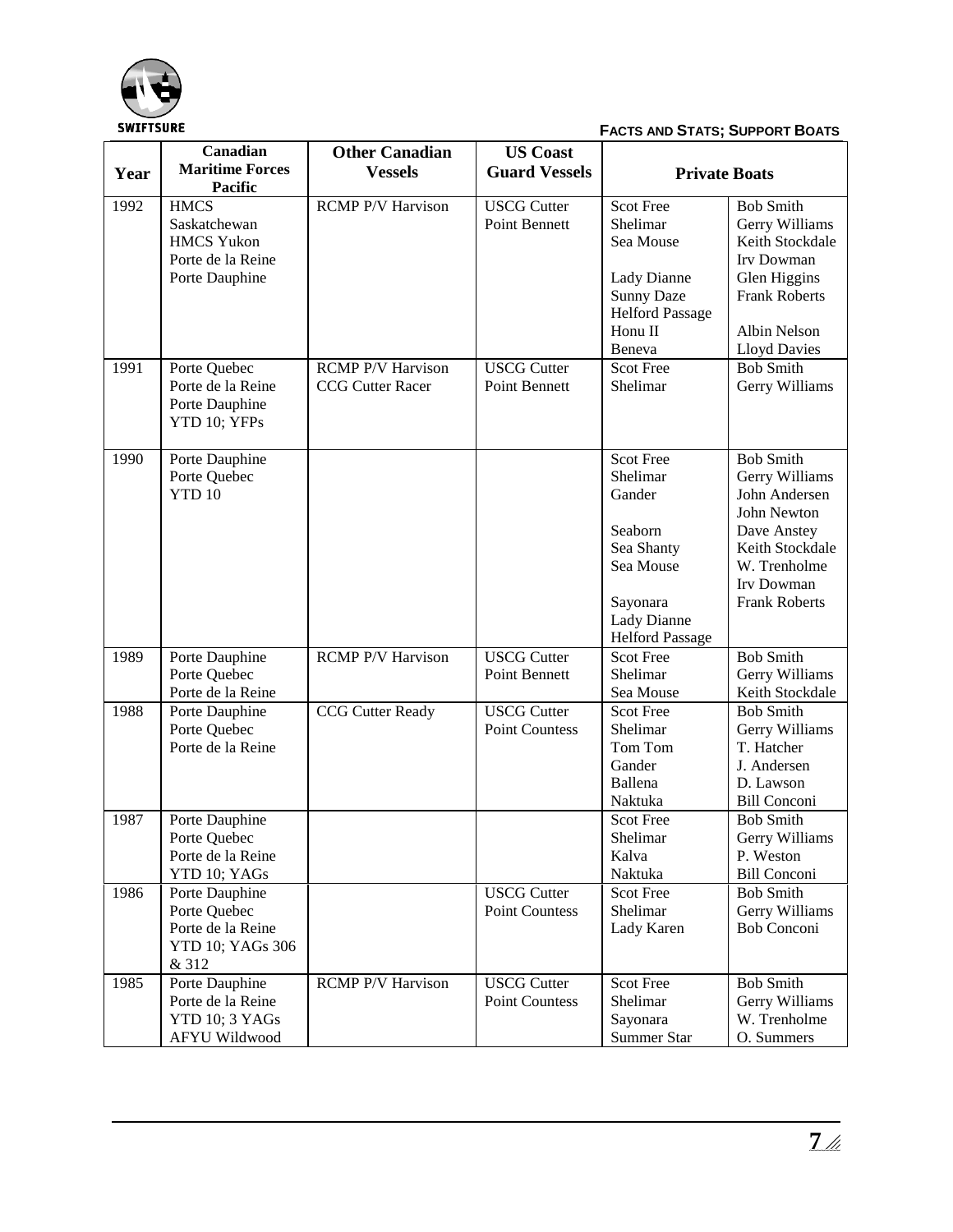| Year | Canadian Maritime Forces Pacific | Other Canadian Vessels | US Coast Guard Vessels | Private Boats | |
|---|---|---|---|---|---|
| 1992 | HMCS Saskatchewan<br>HMCS Yukon<br>Porte de la Reine<br>Porte Dauphine | RCMP P/V Harvison | USCG Cutter Point Bennett | Scot Free<br>Shelimar<br>Sea Mouse<br><br>Lady Dianne<br>Sunny Daze<br>Helford Passage<br>Honu II<br>Beneva | Bob Smith<br>Gerry Williams<br>Keith Stockdale<br>Irv Dowman<br>Glen Higgins<br>Frank Roberts<br><br>Albin Nelson<br>Lloyd Davies |
| 1991 | Porte Quebec<br>Porte de la Reine<br>Porte Dauphine<br>YTD 10; YFPs | RCMP P/V Harvison<br>CCG Cutter Racer | USCG Cutter Point Bennett | Scot Free<br>Shelimar | Bob Smith<br>Gerry Williams |
| 1990 | Porte Dauphine<br>Porte Quebec<br>YTD 10 | | | Scot Free<br>Shelimar<br>Gander<br><br>Seaborn<br>Sea Shanty<br>Sea Mouse<br><br>Sayonara<br>Lady Dianne<br>Helford Passage | Bob Smith<br>Gerry Williams<br>John Andersen<br>John Newton<br>Dave Anstey<br>Keith Stockdale<br>W. Trenholme<br>Irv Dowman<br>Frank Roberts |
| 1989 | Porte Dauphine<br>Porte Quebec<br>Porte de la Reine | RCMP P/V Harvison | USCG Cutter Point Bennett | Scot Free<br>Shelimar<br>Sea Mouse | Bob Smith<br>Gerry Williams<br>Keith Stockdale |
| 1988 | Porte Dauphine<br>Porte Quebec<br>Porte de la Reine | CCG Cutter Ready | USCG Cutter Point Countess | Scot Free<br>Shelimar<br>Tom Tom<br>Gander<br>Ballena<br>Naktuka | Bob Smith<br>Gerry Williams<br>T. Hatcher<br>J. Andersen<br>D. Lawson<br>Bill Conconi |
| 1987 | Porte Dauphine<br>Porte Quebec<br>Porte de la Reine<br>YTD 10; YAGs | | | Scot Free<br>Shelimar<br>Kalva<br>Naktuka | Bob Smith<br>Gerry Williams<br>P. Weston<br>Bill Conconi |
| 1986 | Porte Dauphine<br>Porte Quebec<br>Porte de la Reine<br>YTD 10; YAGs 306 & 312 | | USCG Cutter Point Countess | Scot Free<br>Shelimar<br>Lady Karen | Bob Smith<br>Gerry Williams<br>Bob Conconi |
| 1985 | Porte Dauphine<br>Porte de la Reine<br>YTD 10; 3 YAGs<br>AFYU Wildwood | RCMP P/V Harvison | USCG Cutter Point Countess | Scot Free<br>Shelimar<br>Sayonara<br>Summer Star | Bob Smith<br>Gerry Williams<br>W. Trenholme<br>O. Summers |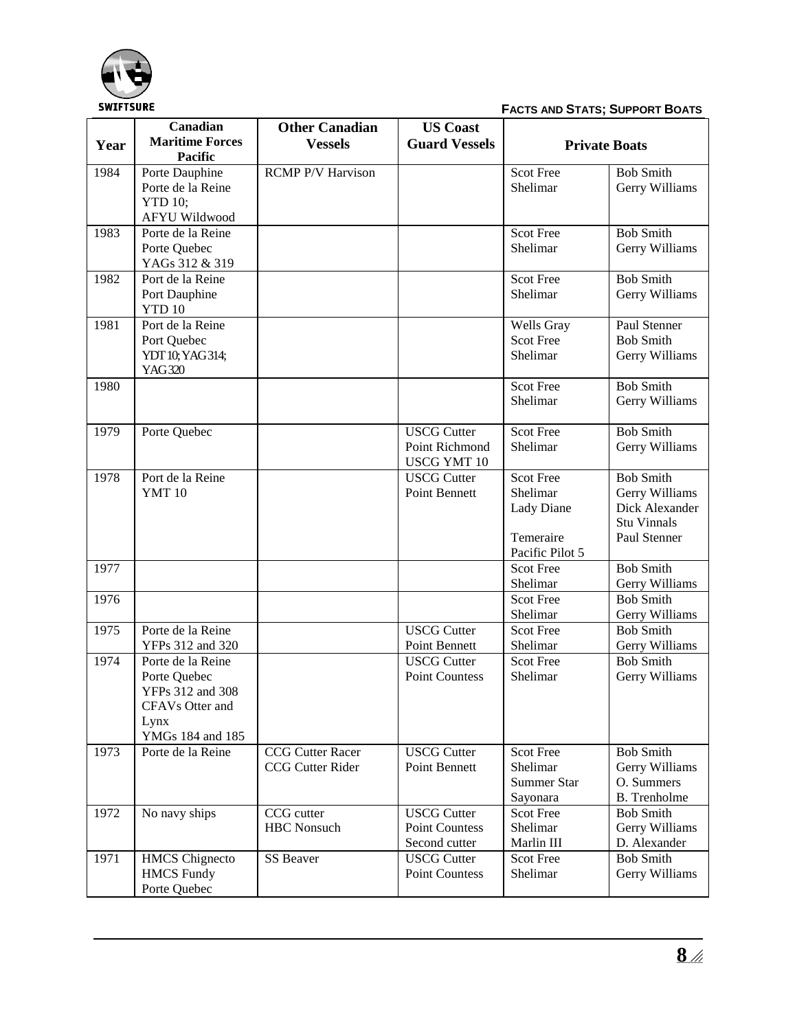## FACTS AND STATS; SUPPORT BOATS

| Year | Canadian Maritime Forces Pacific | Other Canadian Vessels | US Coast Guard Vessels | Private Boats | |
|---|---|---|---|---|---|
| 1984 | Porte Dauphine<br>Porte de la Reine<br>YTD 10;<br>AFYU Wildwood | RCMP P/V Harvison | | Scot Free<br>Shelimar | Bob Smith<br>Gerry Williams |
| 1983 | Porte de la Reine<br>Porte Quebec<br>YAGs 312 & 319 | | | Scot Free<br>Shelimar | Bob Smith<br>Gerry Williams |
| 1982 | Port de la Reine<br>Port Dauphine<br>YTD 10 | | | Scot Free<br>Shelimar | Bob Smith<br>Gerry Williams |
| 1981 | Port de la Reine<br>Port Quebec<br>YDT 10; YAG 314;<br>YAG 320 | | | Wells Gray<br>Scot Free<br>Shelimar | Paul Stenner<br>Bob Smith<br>Gerry Williams |
| 1980 | | | | Scot Free<br>Shelimar | Bob Smith<br>Gerry Williams |
| 1979 | Porte Quebec | | USCG Cutter<br>Point Richmond<br>USCG YMT 10 | Scot Free<br>Shelimar | Bob Smith<br>Gerry Williams |
| 1978 | Port de la Reine<br>YMT 10 | | USCG Cutter<br>Point Bennett | Scot Free<br>Shelimar<br>Lady Diane<br><br>Temeraire<br>Pacific Pilot 5 | Bob Smith<br>Gerry Williams<br>Dick Alexander<br>Stu Vinnals<br>Paul Stenner |
| 1977 | | | | Scot Free<br>Shelimar | Bob Smith<br>Gerry Williams |
| 1976 | | | | Scot Free<br>Shelimar | Bob Smith<br>Gerry Williams |
| 1975 | Porte de la Reine<br>YFPs 312 and 320 | | USCG Cutter<br>Point Bennett | Scot Free<br>Shelimar | Bob Smith<br>Gerry Williams |
| 1974 | Porte de la Reine<br>Porte Quebec<br>YFPs 312 and 308<br>CFAVs Otter and Lynx<br>YMGs 184 and 185 | | USCG Cutter<br>Point Countess | Scot Free<br>Shelimar | Bob Smith<br>Gerry Williams |
| 1973 | Porte de la Reine | CCG Cutter Racer<br>CCG Cutter Rider | USCG Cutter<br>Point Bennett | Scot Free<br>Shelimar<br>Summer Star<br>Sayonara | Bob Smith<br>Gerry Williams<br>O. Summers<br>B. Trenholme |
| 1972 | No navy ships | CCG cutter<br>HBC Nonsuch | USCG Cutter<br>Point Countess<br>Second cutter | Scot Free<br>Shelimar<br>Marlin III | Bob Smith<br>Gerry Williams<br>D. Alexander |
| 1971 | HMCS Chignecto<br>HMCS Fundy<br>Porte Quebec | SS Beaver | USCG Cutter<br>Point Countess | Scot Free<br>Shelimar | Bob Smith<br>Gerry Williams |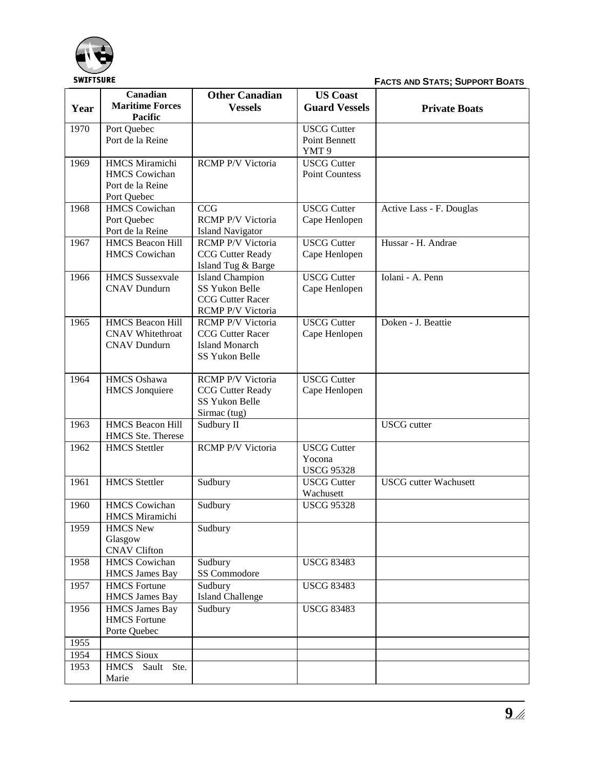| Year | Canadian Maritime Forces Pacific | Other Canadian Vessels | US Coast Guard Vessels | Private Boats |
|---|---|---|---|---|
| 1970 | Port Quebec<br>Port de la Reine | | USCG Cutter Point Bennett<br>YMT 9 | |
| 1969 | HMCS Miramichi<br>HMCS Cowichan<br>Port de la Reine<br>Port Quebec | RCMP P/V Victoria | USCG Cutter Point Countess | |
| 1968 | HMCS Cowichan<br>Port Quebec<br>Port de la Reine | CCG<br>RCMP P/V Victoria<br>Island Navigator | USCG Cutter Cape Henlopen | Active Lass - F. Douglas |
| 1967 | HMCS Beacon Hill<br>HMCS Cowichan | RCMP P/V Victoria<br>CCG Cutter Ready<br>Island Tug & Barge | USCG Cutter Cape Henlopen | Hussar - H. Andrae |
| 1966 | HMCS Sussexvale<br>CNAV Dundurn | Island Champion<br>SS Yukon Belle<br>CCG Cutter Racer<br>RCMP P/V Victoria | USCG Cutter Cape Henlopen | Iolani - A. Penn |
| 1965 | HMCS Beacon Hill<br>CNAV Whitethroat<br>CNAV Dundurn | RCMP P/V Victoria<br>CCG Cutter Racer<br>Island Monarch<br>SS Yukon Belle | USCG Cutter Cape Henlopen | Doken - J. Beattie |
| 1964 | HMCS Oshawa<br>HMCS Jonquiere | RCMP P/V Victoria<br>CCG Cutter Ready<br>SS Yukon Belle<br>Sirmac (tug) | USCG Cutter Cape Henlopen | |
| 1963 | HMCS Beacon Hill<br>HMCS Ste. Therese | Sudbury II | | USCG cutter |
| 1962 | HMCS Stettler | RCMP P/V Victoria | USCG Cutter Yocona<br>USCG 95328 | |
| 1961 | HMCS Stettler | Sudbury | USCG Cutter Wachusett | USCG cutter Wachusett |
| 1960 | HMCS Cowichan<br>HMCS Miramichi | Sudbury | USCG 95328 | |
| 1959 | HMCS New Glasgow<br>CNAV Clifton | Sudbury | | |
| 1958 | HMCS Cowichan<br>HMCS James Bay | Sudbury<br>SS Commodore | USCG 83483 | |
| 1957 | HMCS Fortune<br>HMCS James Bay | Sudbury<br>Island Challenge | USCG 83483 | |
| 1956 | HMCS James Bay<br>HMCS Fortune<br>Porte Quebec | Sudbury | USCG 83483 | |
| 1955 | | | | |
| 1954 | HMCS Sioux | | | |
| 1953 | HMCS Sault Ste. Marie | | | |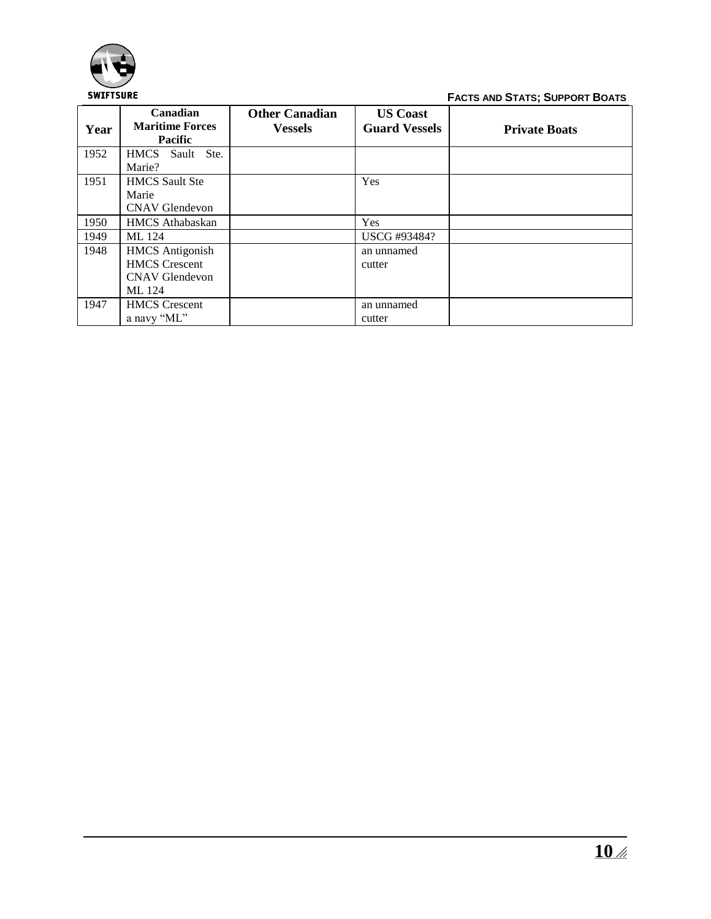| Year | Canadian Maritime Forces Pacific | Other Canadian Vessels | US Coast Guard Vessels | Private Boats |
|---|---|---|---|---|
| 1952 | HMCS Sault Ste. Marie? | | | |
| 1951 | HMCS Sault Ste Marie<br>CNAV Glendevon | | Yes | |
| 1950 | HMCS Athabaskan | | Yes | |
| 1949 | ML 124 | | USCG #93484? | |
| 1948 | HMCS Antigonish<br>HMCS Crescent<br>CNAV Glendevon<br>ML 124 | | an unnamed cutter | |
| 1947 | HMCS Crescent<br>a navy "ML" | | an unnamed cutter | |